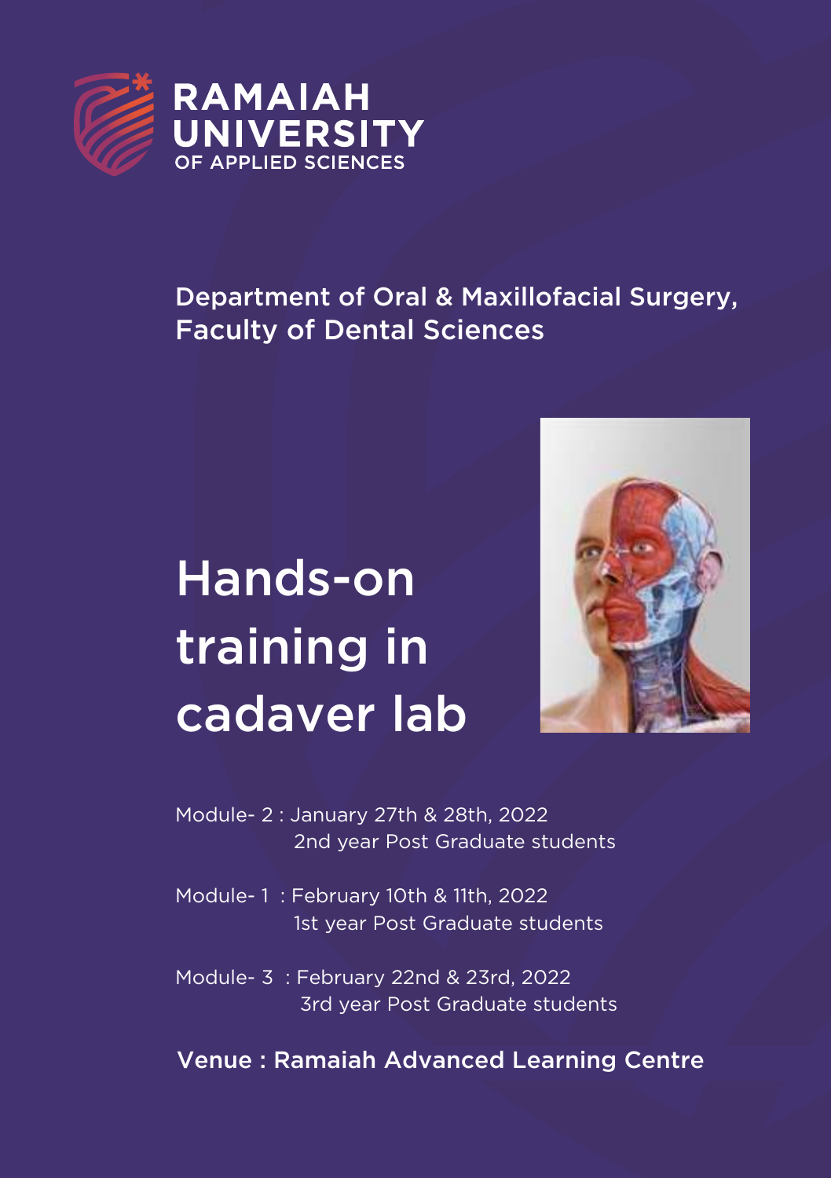RAMAIAH UNIVERSITY OF APPLIED SCIENCES

Department of Oral & Maxillofacial Surgery, Faculty of Dental Sciences

# Hands-on training in cadaver lab

Module- 2 : January 27th & 28th, 2022
2nd year Post Graduate students

Module- 1 : February 10th & 11th, 2022
1st year Post Graduate students

Module- 3 : February 22nd & 23rd, 2022
3rd year Post Graduate students

**Venue : Ramaiah Advanced Learning Centre**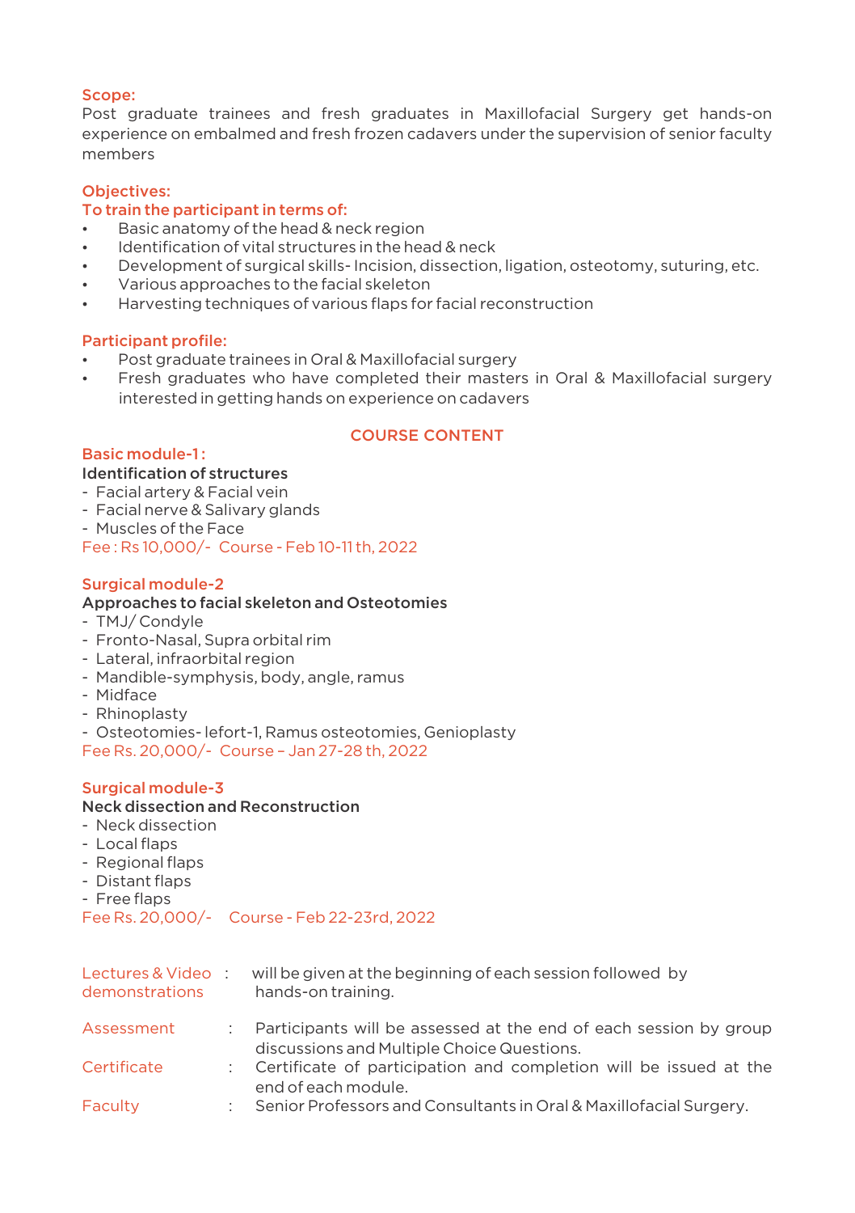## Scope:

Post graduate trainees and fresh graduates in Maxillofacial Surgery get hands-on experience on embalmed and fresh frozen cadavers under the supervision of senior faculty members

## Objectives:

### To train the participant in terms of:

- Basic anatomy of the head & neck region
- Identification of vital structures in the head & neck
- Development of surgical skills- Incision, dissection, ligation, osteotomy, suturing, etc.
- Various approaches to the facial skeleton
- Harvesting techniques of various flaps for facial reconstruction

## Participant profile:

- Post graduate trainees in Oral & Maxillofacial surgery
- Fresh graduates who have completed their masters in Oral & Maxillofacial surgery interested in getting hands on experience on cadavers

## COURSE CONTENT

### Basic module-1 :

**Identification of structures**

- Facial artery & Facial vein
- Facial nerve & Salivary glands
- Muscles of the Face

Fee : Rs 10,000/- Course - Feb 10-11 th, 2022

### Surgical module-2

**Approaches to facial skeleton and Osteotomies**

- TMJ/ Condyle
- Fronto-Nasal, Supra orbital rim
- Lateral, infraorbital region
- Mandible-symphysis, body, angle, ramus
- Midface
- Rhinoplasty
- Osteotomies- lefort-1, Ramus osteotomies, Genioplasty

Fee Rs. 20,000/- Course – Jan 27-28 th, 2022

### Surgical module-3

**Neck dissection and Reconstruction**

- Neck dissection
- Local flaps
- Regional flaps
- Distant flaps
- Free flaps

Fee Rs. 20,000/- Course - Feb 22-23rd, 2022

**Lectures & Video demonstrations** : will be given at the beginning of each session followed by hands-on training.

**Assessment** : Participants will be assessed at the end of each session by group discussions and Multiple Choice Questions.

**Certificate** : Certificate of participation and completion will be issued at the end of each module.

**Faculty** : Senior Professors and Consultants in Oral & Maxillofacial Surgery.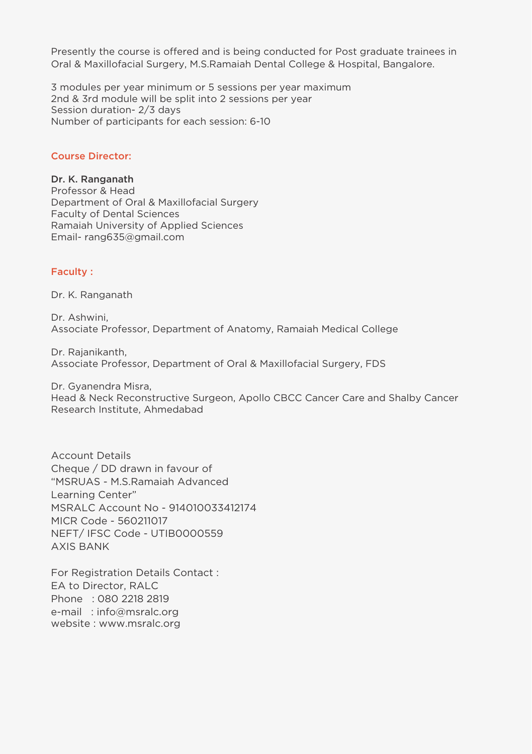Presently the course is offered and is being conducted for Post graduate trainees in Oral & Maxillofacial Surgery, M.S.Ramaiah Dental College & Hospital, Bangalore.

3 modules per year minimum or 5 sessions per year maximum
2nd & 3rd module will be split into 2 sessions per year
Session duration- 2/3 days
Number of participants for each session: 6-10

## Course Director:

**Dr. K. Ranganath**
Professor & Head
Department of Oral & Maxillofacial Surgery
Faculty of Dental Sciences
Ramaiah University of Applied Sciences
Email- rang635@gmail.com

## Faculty :

Dr. K. Ranganath

Dr. Ashwini,
Associate Professor, Department of Anatomy, Ramaiah Medical College

Dr. Rajanikanth,
Associate Professor, Department of Oral & Maxillofacial Surgery, FDS

Dr. Gyanendra Misra,
Head & Neck Reconstructive Surgeon, Apollo CBCC Cancer Care and Shalby Cancer Research Institute, Ahmedabad

Account Details
Cheque / DD drawn in favour of
"MSRUAS - M.S.Ramaiah Advanced Learning Center"
MSRALC Account No - 914010033412174
MICR Code - 560211017
NEFT/ IFSC Code - UTIB0000559
AXIS BANK

For Registration Details Contact :
EA to Director, RALC
Phone : 080 2218 2819
e-mail : info@msralc.org
website : www.msralc.org